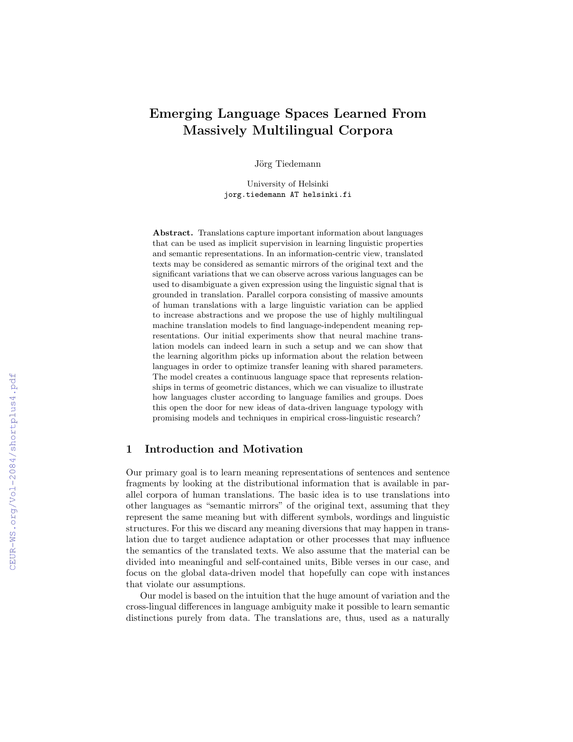# Emerging Language Spaces Learned From Massively Multilingual Corpora

Jörg Tiedemann

University of Helsinki
jorg.tiedemann AT helsinki.fi

**Abstract.** Translations capture important information about languages that can be used as implicit supervision in learning linguistic properties and semantic representations. In an information-centric view, translated texts may be considered as semantic mirrors of the original text and the significant variations that we can observe across various languages can be used to disambiguate a given expression using the linguistic signal that is grounded in translation. Parallel corpora consisting of massive amounts of human translations with a large linguistic variation can be applied to increase abstractions and we propose the use of highly multilingual machine translation models to find language-independent meaning representations. Our initial experiments show that neural machine translation models can indeed learn in such a setup and we can show that the learning algorithm picks up information about the relation between languages in order to optimize transfer leaning with shared parameters. The model creates a continuous language space that represents relationships in terms of geometric distances, which we can visualize to illustrate how languages cluster according to language families and groups. Does this open the door for new ideas of data-driven language typology with promising models and techniques in empirical cross-linguistic research?

## 1 Introduction and Motivation

Our primary goal is to learn meaning representations of sentences and sentence fragments by looking at the distributional information that is available in parallel corpora of human translations. The basic idea is to use translations into other languages as "semantic mirrors" of the original text, assuming that they represent the same meaning but with different symbols, wordings and linguistic structures. For this we discard any meaning diversions that may happen in translation due to target audience adaptation or other processes that may influence the semantics of the translated texts. We also assume that the material can be divided into meaningful and self-contained units, Bible verses in our case, and focus on the global data-driven model that hopefully can cope with instances that violate our assumptions.

Our model is based on the intuition that the huge amount of variation and the cross-lingual differences in language ambiguity make it possible to learn semantic distinctions purely from data. The translations are, thus, used as a naturally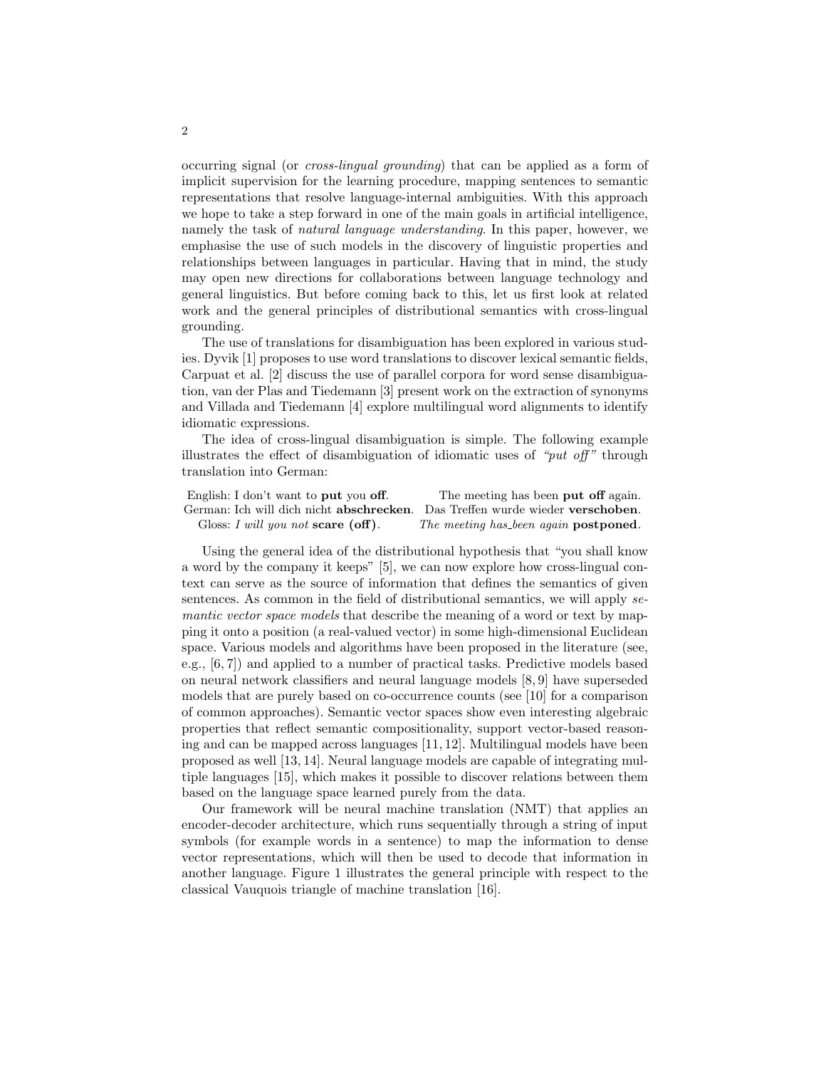occurring signal (or *cross-lingual grounding*) that can be applied as a form of implicit supervision for the learning procedure, mapping sentences to semantic representations that resolve language-internal ambiguities. With this approach we hope to take a step forward in one of the main goals in artificial intelligence, namely the task of *natural language understanding*. In this paper, however, we emphasise the use of such models in the discovery of linguistic properties and relationships between languages in particular. Having that in mind, the study may open new directions for collaborations between language technology and general linguistics. But before coming back to this, let us first look at related work and the general principles of distributional semantics with cross-lingual grounding.

The use of translations for disambiguation has been explored in various studies. Dyvik [1] proposes to use word translations to discover lexical semantic fields, Carpuat et al. [2] discuss the use of parallel corpora for word sense disambiguation, van der Plas and Tiedemann [3] present work on the extraction of synonyms and Villada and Tiedemann [4] explore multilingual word alignments to identify idiomatic expressions.

The idea of cross-lingual disambiguation is simple. The following example illustrates the effect of disambiguation of idiomatic uses of *"put off"* through translation into German:

| | | |
|---|---|---|
| English: | I don't want to **put** you **off**. | The meeting has been **put off** again. |
| German: | Ich will dich nicht **abschrecken**. | Das Treffen wurde wieder **verschoben**. |
| Gloss: | *I will you not* **scare (off)**. | *The meeting has_been again* **postponed**. |

Using the general idea of the distributional hypothesis that "you shall know a word by the company it keeps" [5], we can now explore how cross-lingual context can serve as the source of information that defines the semantics of given sentences. As common in the field of distributional semantics, we will apply *semantic vector space models* that describe the meaning of a word or text by mapping it onto a position (a real-valued vector) in some high-dimensional Euclidean space. Various models and algorithms have been proposed in the literature (see, e.g., [6, 7]) and applied to a number of practical tasks. Predictive models based on neural network classifiers and neural language models [8, 9] have superseded models that are purely based on co-occurrence counts (see [10] for a comparison of common approaches). Semantic vector spaces show even interesting algebraic properties that reflect semantic compositionality, support vector-based reasoning and can be mapped across languages [11, 12]. Multilingual models have been proposed as well [13, 14]. Neural language models are capable of integrating multiple languages [15], which makes it possible to discover relations between them based on the language space learned purely from the data.

Our framework will be neural machine translation (NMT) that applies an encoder-decoder architecture, which runs sequentially through a string of input symbols (for example words in a sentence) to map the information to dense vector representations, which will then be used to decode that information in another language. Figure 1 illustrates the general principle with respect to the classical Vauquois triangle of machine translation [16].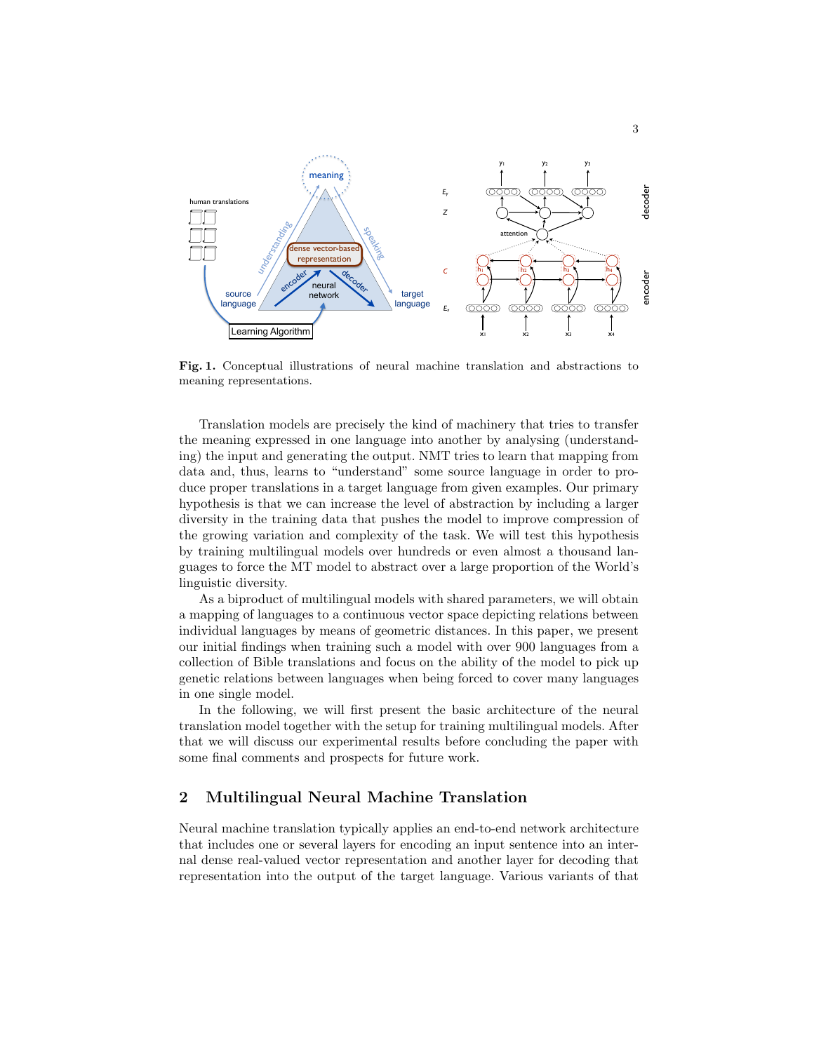**Fig. 1.** Conceptual illustrations of neural machine translation and abstractions to meaning representations.

Translation models are precisely the kind of machinery that tries to transfer the meaning expressed in one language into another by analysing (understanding) the input and generating the output. NMT tries to learn that mapping from data and, thus, learns to "understand" some source language in order to produce proper translations in a target language from given examples. Our primary hypothesis is that we can increase the level of abstraction by including a larger diversity in the training data that pushes the model to improve compression of the growing variation and complexity of the task. We will test this hypothesis by training multilingual models over hundreds or even almost a thousand languages to force the MT model to abstract over a large proportion of the World's linguistic diversity.

As a biproduct of multilingual models with shared parameters, we will obtain a mapping of languages to a continuous vector space depicting relations between individual languages by means of geometric distances. In this paper, we present our initial findings when training such a model with over 900 languages from a collection of Bible translations and focus on the ability of the model to pick up genetic relations between languages when being forced to cover many languages in one single model.

In the following, we will first present the basic architecture of the neural translation model together with the setup for training multilingual models. After that we will discuss our experimental results before concluding the paper with some final comments and prospects for future work.

## 2 Multilingual Neural Machine Translation

Neural machine translation typically applies an end-to-end network architecture that includes one or several layers for encoding an input sentence into an internal dense real-valued vector representation and another layer for decoding that representation into the output of the target language. Various variants of that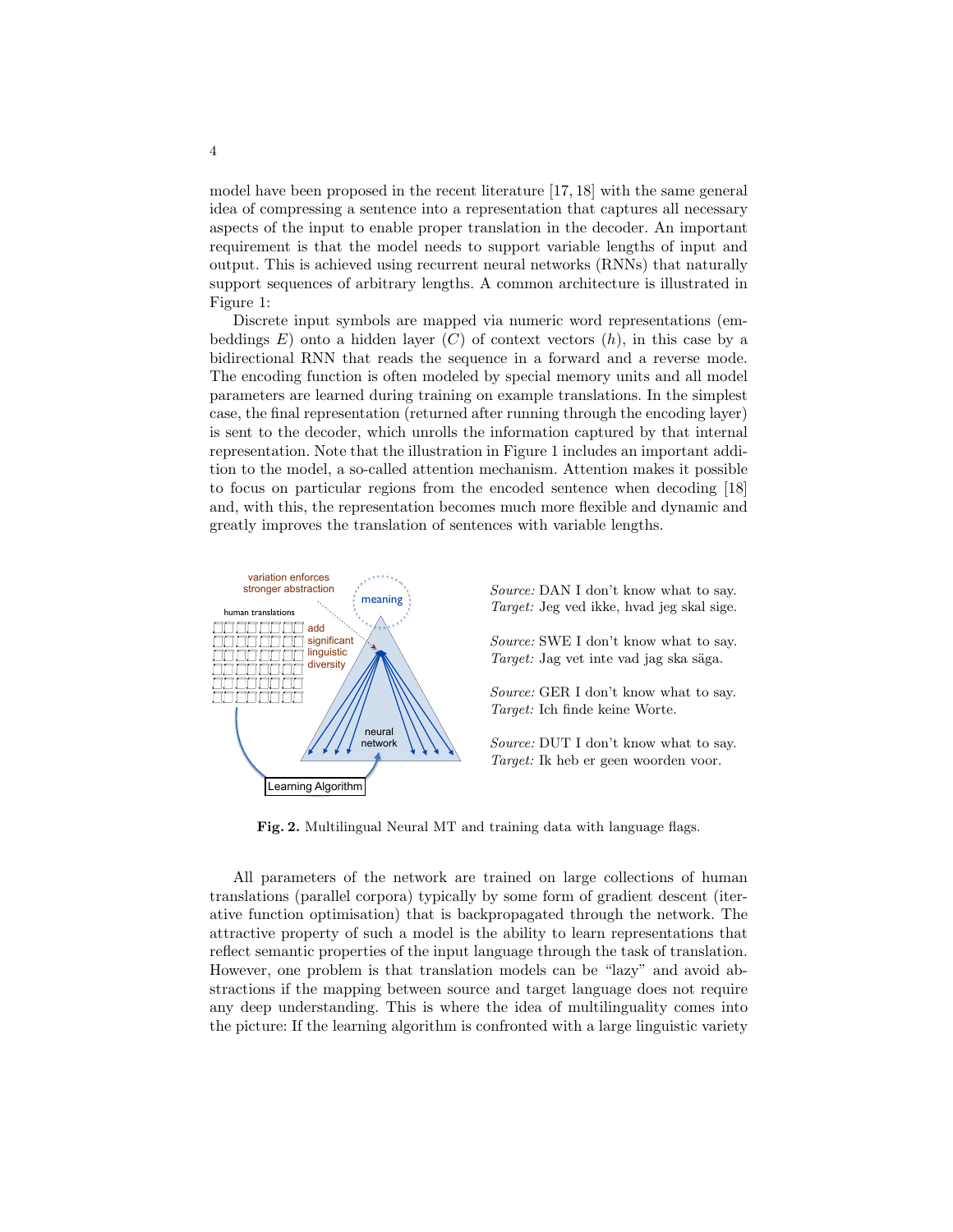model have been proposed in the recent literature [17, 18] with the same general idea of compressing a sentence into a representation that captures all necessary aspects of the input to enable proper translation in the decoder. An important requirement is that the model needs to support variable lengths of input and output. This is achieved using recurrent neural networks (RNNs) that naturally support sequences of arbitrary lengths. A common architecture is illustrated in Figure 1:

Discrete input symbols are mapped via numeric word representations (embeddings $E$) onto a hidden layer ($C$) of context vectors ($h$), in this case by a bidirectional RNN that reads the sequence in a forward and a reverse mode. The encoding function is often modeled by special memory units and all model parameters are learned during training on example translations. In the simplest case, the final representation (returned after running through the encoding layer) is sent to the decoder, which unrolls the information captured by that internal representation. Note that the illustration in Figure 1 includes an important addition to the model, a so-called attention mechanism. Attention makes it possible to focus on particular regions from the encoded sentence when decoding [18] and, with this, the representation becomes much more flexible and dynamic and greatly improves the translation of sentences with variable lengths.

*Source:* DAN I don't know what to say.
*Target:* Jeg ved ikke, hvad jeg skal sige.

*Source:* SWE I don't know what to say.
*Target:* Jag vet inte vad jag ska säga.

*Source:* GER I don't know what to say.
*Target:* Ich finde keine Worte.

*Source:* DUT I don't know what to say.
*Target:* Ik heb er geen woorden voor.

**Fig. 2.** Multilingual Neural MT and training data with language flags.

All parameters of the network are trained on large collections of human translations (parallel corpora) typically by some form of gradient descent (iterative function optimisation) that is backpropagated through the network. The attractive property of such a model is the ability to learn representations that reflect semantic properties of the input language through the task of translation. However, one problem is that translation models can be "lazy" and avoid abstractions if the mapping between source and target language does not require any deep understanding. This is where the idea of multilinguality comes into the picture: If the learning algorithm is confronted with a large linguistic variety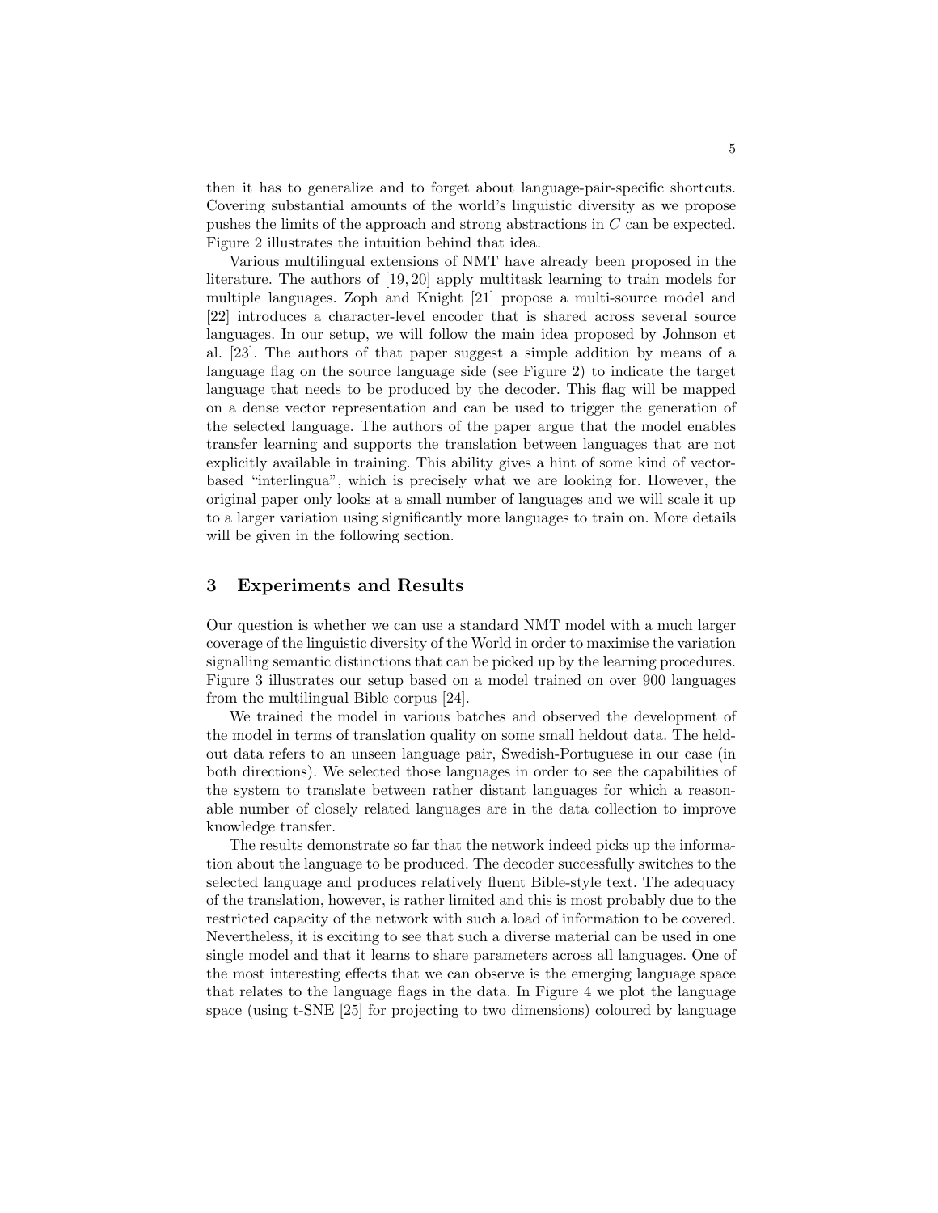then it has to generalize and to forget about language-pair-specific shortcuts. Covering substantial amounts of the world's linguistic diversity as we propose pushes the limits of the approach and strong abstractions in $C$ can be expected. Figure 2 illustrates the intuition behind that idea.

Various multilingual extensions of NMT have already been proposed in the literature. The authors of [19, 20] apply multitask learning to train models for multiple languages. Zoph and Knight [21] propose a multi-source model and [22] introduces a character-level encoder that is shared across several source languages. In our setup, we will follow the main idea proposed by Johnson et al. [23]. The authors of that paper suggest a simple addition by means of a language flag on the source language side (see Figure 2) to indicate the target language that needs to be produced by the decoder. This flag will be mapped on a dense vector representation and can be used to trigger the generation of the selected language. The authors of the paper argue that the model enables transfer learning and supports the translation between languages that are not explicitly available in training. This ability gives a hint of some kind of vector-based "interlingua", which is precisely what we are looking for. However, the original paper only looks at a small number of languages and we will scale it up to a larger variation using significantly more languages to train on. More details will be given in the following section.

## 3 Experiments and Results

Our question is whether we can use a standard NMT model with a much larger coverage of the linguistic diversity of the World in order to maximise the variation signalling semantic distinctions that can be picked up by the learning procedures. Figure 3 illustrates our setup based on a model trained on over 900 languages from the multilingual Bible corpus [24].

We trained the model in various batches and observed the development of the model in terms of translation quality on some small heldout data. The heldout data refers to an unseen language pair, Swedish-Portuguese in our case (in both directions). We selected those languages in order to see the capabilities of the system to translate between rather distant languages for which a reasonable number of closely related languages are in the data collection to improve knowledge transfer.

The results demonstrate so far that the network indeed picks up the information about the language to be produced. The decoder successfully switches to the selected language and produces relatively fluent Bible-style text. The adequacy of the translation, however, is rather limited and this is most probably due to the restricted capacity of the network with such a load of information to be covered. Nevertheless, it is exciting to see that such a diverse material can be used in one single model and that it learns to share parameters across all languages. One of the most interesting effects that we can observe is the emerging language space that relates to the language flags in the data. In Figure 4 we plot the language space (using t-SNE [25] for projecting to two dimensions) coloured by language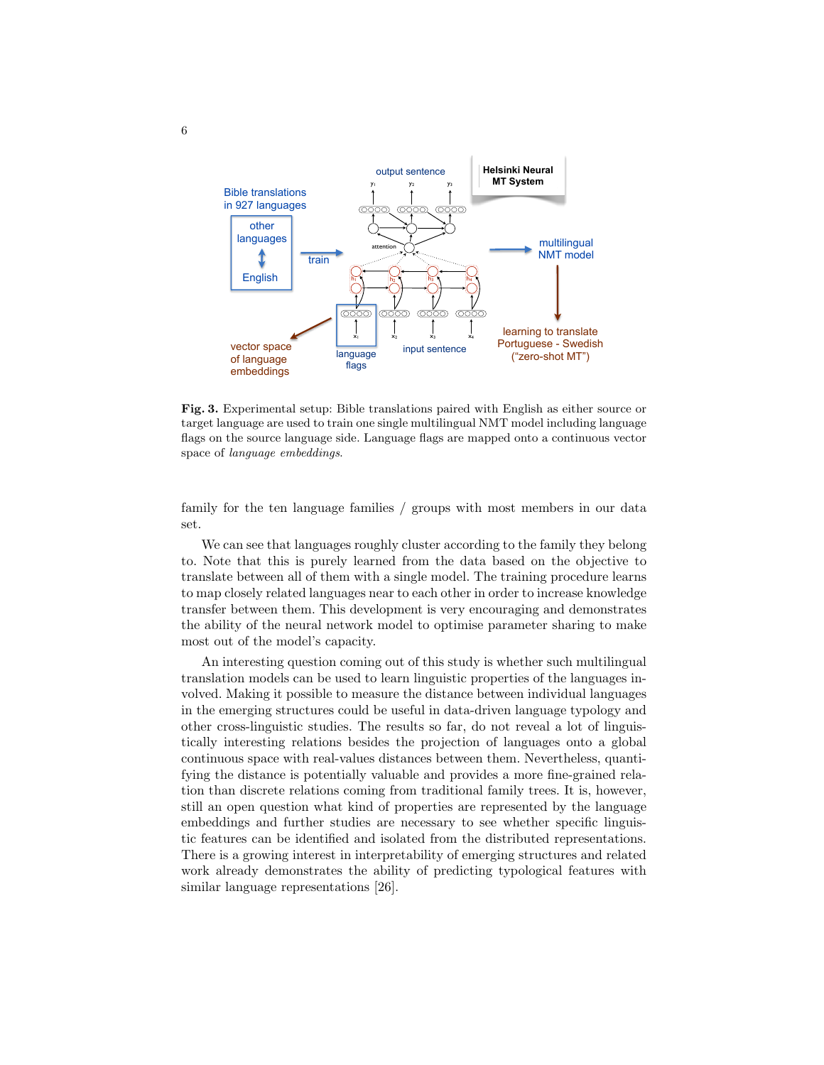**Fig. 3.** Experimental setup: Bible translations paired with English as either source or target language are used to train one single multilingual NMT model including language flags on the source language side. Language flags are mapped onto a continuous vector space of *language embeddings*.

family for the ten language families / groups with most members in our data set.

We can see that languages roughly cluster according to the family they belong to. Note that this is purely learned from the data based on the objective to translate between all of them with a single model. The training procedure learns to map closely related languages near to each other in order to increase knowledge transfer between them. This development is very encouraging and demonstrates the ability of the neural network model to optimise parameter sharing to make most out of the model's capacity.

An interesting question coming out of this study is whether such multilingual translation models can be used to learn linguistic properties of the languages involved. Making it possible to measure the distance between individual languages in the emerging structures could be useful in data-driven language typology and other cross-linguistic studies. The results so far, do not reveal a lot of linguistically interesting relations besides the projection of languages onto a global continuous space with real-values distances between them. Nevertheless, quantifying the distance is potentially valuable and provides a more fine-grained relation than discrete relations coming from traditional family trees. It is, however, still an open question what kind of properties are represented by the language embeddings and further studies are necessary to see whether specific linguistic features can be identified and isolated from the distributed representations. There is a growing interest in interpretability of emerging structures and related work already demonstrates the ability of predicting typological features with similar language representations [26].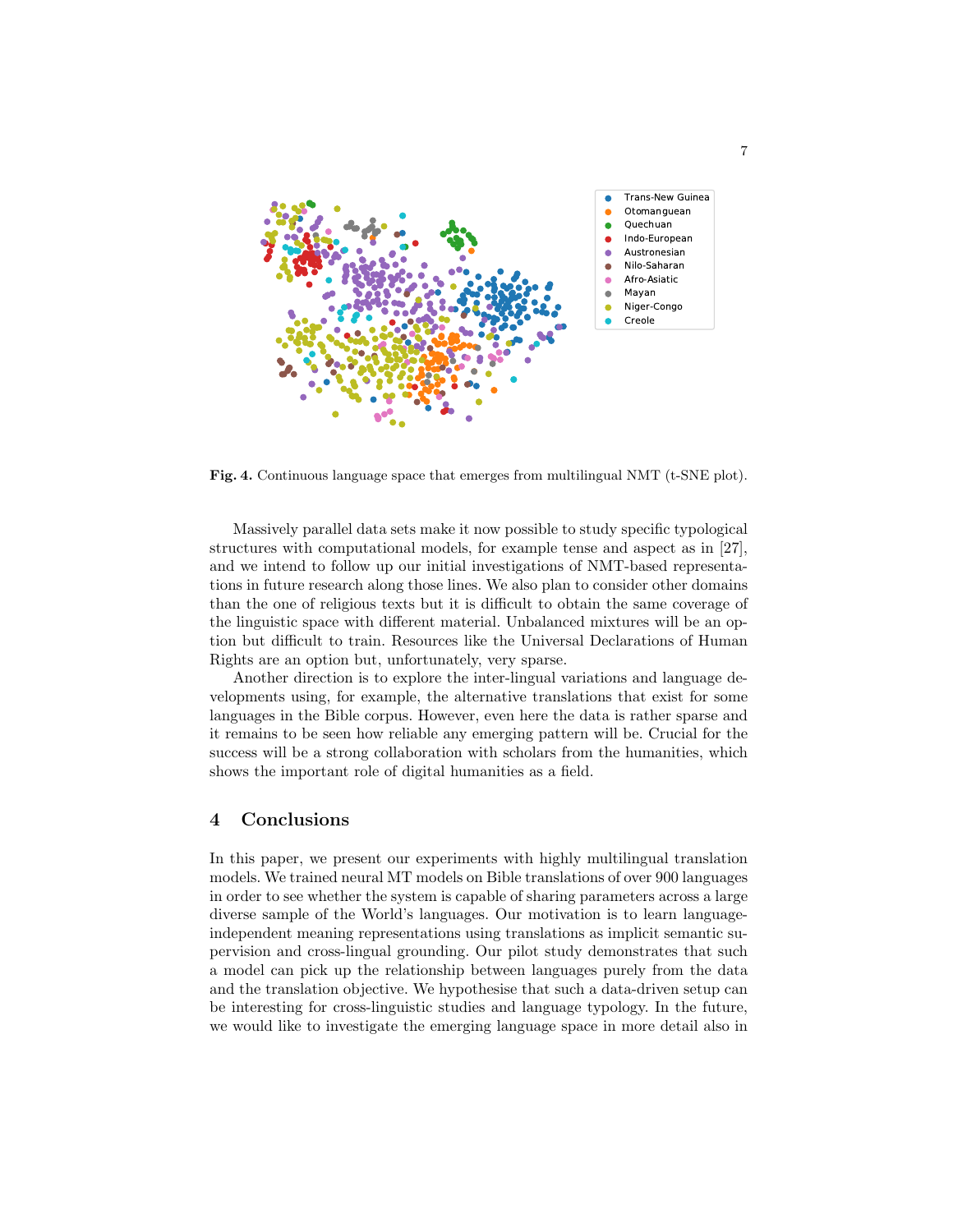Fig. 4. Continuous language space that emerges from multilingual NMT (t-SNE plot).

Massively parallel data sets make it now possible to study specific typological structures with computational models, for example tense and aspect as in [27], and we intend to follow up our initial investigations of NMT-based representations in future research along those lines. We also plan to consider other domains than the one of religious texts but it is difficult to obtain the same coverage of the linguistic space with different material. Unbalanced mixtures will be an option but difficult to train. Resources like the Universal Declarations of Human Rights are an option but, unfortunately, very sparse.

Another direction is to explore the inter-lingual variations and language developments using, for example, the alternative translations that exist for some languages in the Bible corpus. However, even here the data is rather sparse and it remains to be seen how reliable any emerging pattern will be. Crucial for the success will be a strong collaboration with scholars from the humanities, which shows the important role of digital humanities as a field.

## 4 Conclusions

In this paper, we present our experiments with highly multilingual translation models. We trained neural MT models on Bible translations of over 900 languages in order to see whether the system is capable of sharing parameters across a large diverse sample of the World's languages. Our motivation is to learn language-independent meaning representations using translations as implicit semantic supervision and cross-lingual grounding. Our pilot study demonstrates that such a model can pick up the relationship between languages purely from the data and the translation objective. We hypothesise that such a data-driven setup can be interesting for cross-linguistic studies and language typology. In the future, we would like to investigate the emerging language space in more detail also in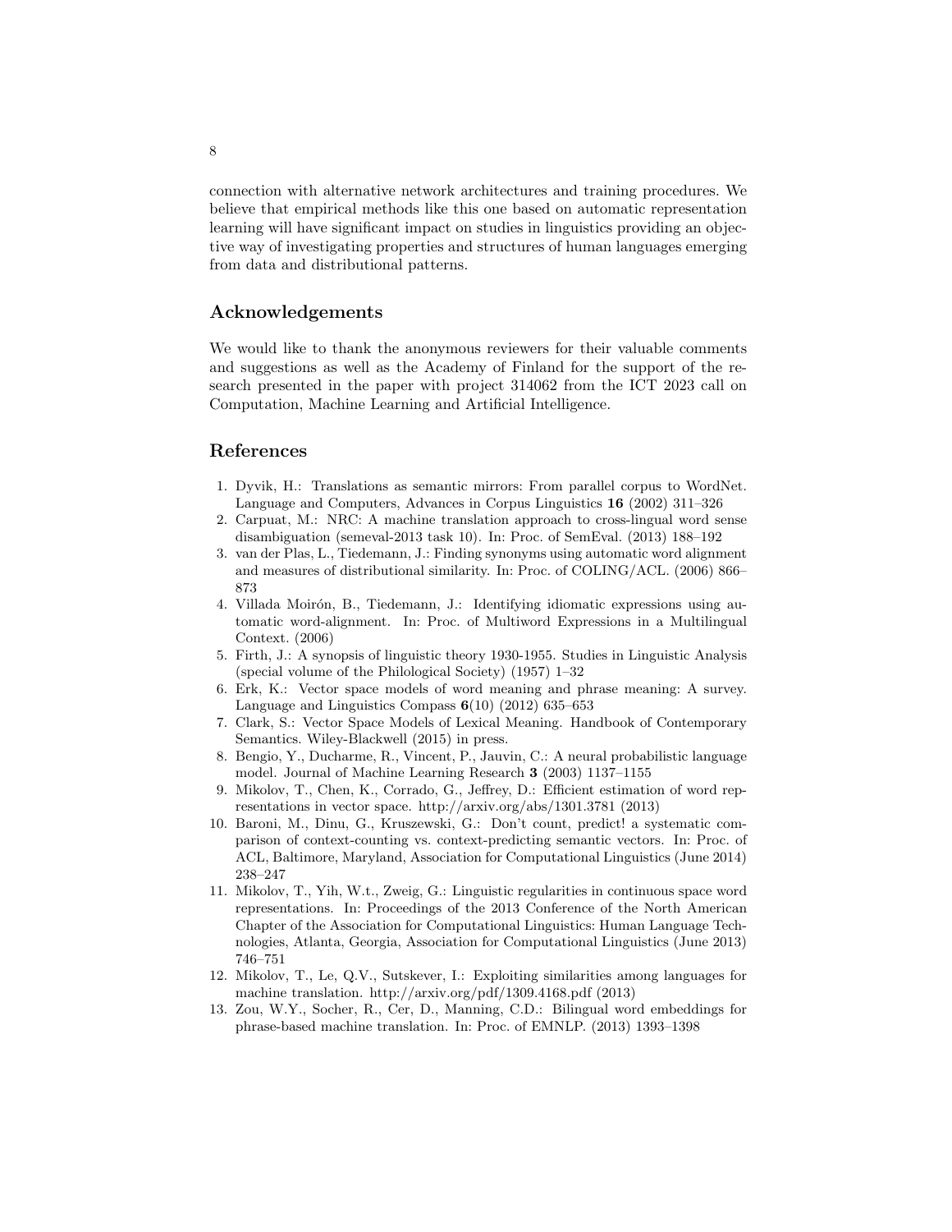connection with alternative network architectures and training procedures. We believe that empirical methods like this one based on automatic representation learning will have significant impact on studies in linguistics providing an objective way of investigating properties and structures of human languages emerging from data and distributional patterns.

## Acknowledgements

We would like to thank the anonymous reviewers for their valuable comments and suggestions as well as the Academy of Finland for the support of the research presented in the paper with project 314062 from the ICT 2023 call on Computation, Machine Learning and Artificial Intelligence.

## References

1. Dyvik, H.: Translations as semantic mirrors: From parallel corpus to WordNet. Language and Computers, Advances in Corpus Linguistics **16** (2002) 311–326
2. Carpuat, M.: NRC: A machine translation approach to cross-lingual word sense disambiguation (semeval-2013 task 10). In: Proc. of SemEval. (2013) 188–192
3. van der Plas, L., Tiedemann, J.: Finding synonyms using automatic word alignment and measures of distributional similarity. In: Proc. of COLING/ACL. (2006) 866–873
4. Villada Moirón, B., Tiedemann, J.: Identifying idiomatic expressions using automatic word-alignment. In: Proc. of Multiword Expressions in a Multilingual Context. (2006)
5. Firth, J.: A synopsis of linguistic theory 1930-1955. Studies in Linguistic Analysis (special volume of the Philological Society) (1957) 1–32
6. Erk, K.: Vector space models of word meaning and phrase meaning: A survey. Language and Linguistics Compass **6**(10) (2012) 635–653
7. Clark, S.: Vector Space Models of Lexical Meaning. Handbook of Contemporary Semantics. Wiley-Blackwell (2015) in press.
8. Bengio, Y., Ducharme, R., Vincent, P., Jauvin, C.: A neural probabilistic language model. Journal of Machine Learning Research **3** (2003) 1137–1155
9. Mikolov, T., Chen, K., Corrado, G., Jeffrey, D.: Efficient estimation of word representations in vector space. http://arxiv.org/abs/1301.3781 (2013)
10. Baroni, M., Dinu, G., Kruszewski, G.: Don't count, predict! a systematic comparison of context-counting vs. context-predicting semantic vectors. In: Proc. of ACL, Baltimore, Maryland, Association for Computational Linguistics (June 2014) 238–247
11. Mikolov, T., Yih, W.t., Zweig, G.: Linguistic regularities in continuous space word representations. In: Proceedings of the 2013 Conference of the North American Chapter of the Association for Computational Linguistics: Human Language Technologies, Atlanta, Georgia, Association for Computational Linguistics (June 2013) 746–751
12. Mikolov, T., Le, Q.V., Sutskever, I.: Exploiting similarities among languages for machine translation. http://arxiv.org/pdf/1309.4168.pdf (2013)
13. Zou, W.Y., Socher, R., Cer, D., Manning, C.D.: Bilingual word embeddings for phrase-based machine translation. In: Proc. of EMNLP. (2013) 1393–1398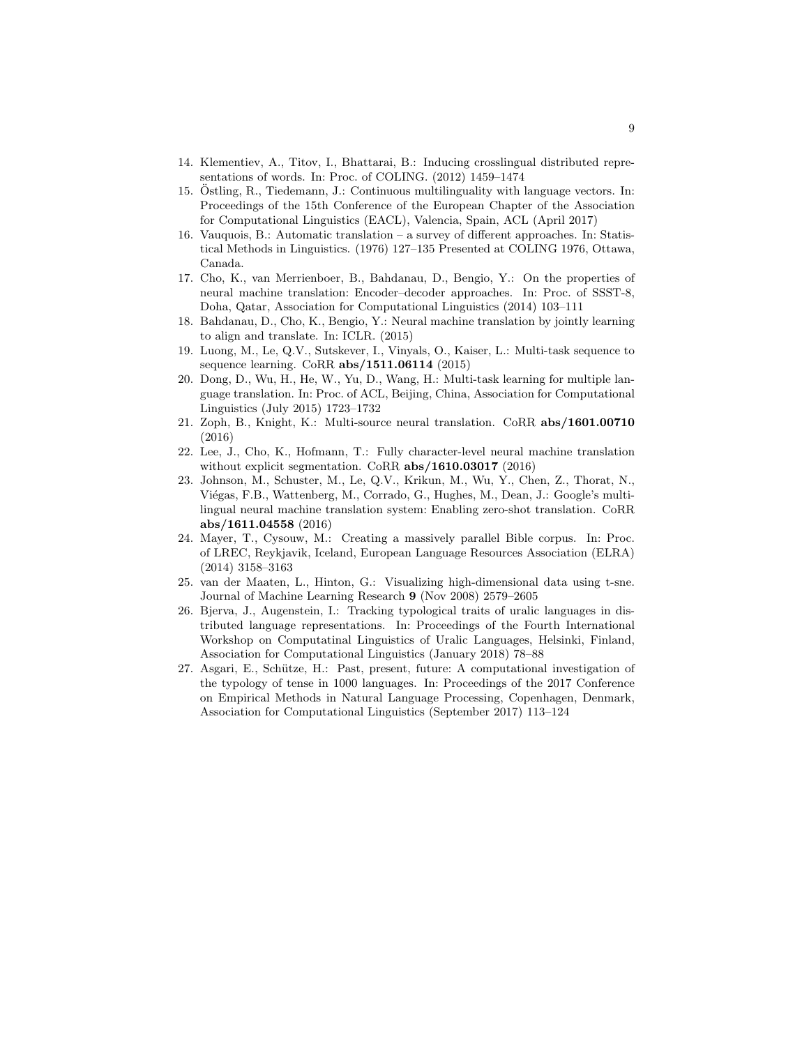14. Klementiev, A., Titov, I., Bhattarai, B.: Inducing crosslingual distributed representations of words. In: Proc. of COLING. (2012) 1459–1474
15. Östling, R., Tiedemann, J.: Continuous multilinguality with language vectors. In: Proceedings of the 15th Conference of the European Chapter of the Association for Computational Linguistics (EACL), Valencia, Spain, ACL (April 2017)
16. Vauquois, B.: Automatic translation – a survey of different approaches. In: Statistical Methods in Linguistics. (1976) 127–135 Presented at COLING 1976, Ottawa, Canada.
17. Cho, K., van Merrienboer, B., Bahdanau, D., Bengio, Y.: On the properties of neural machine translation: Encoder–decoder approaches. In: Proc. of SSST-8, Doha, Qatar, Association for Computational Linguistics (2014) 103–111
18. Bahdanau, D., Cho, K., Bengio, Y.: Neural machine translation by jointly learning to align and translate. In: ICLR. (2015)
19. Luong, M., Le, Q.V., Sutskever, I., Vinyals, O., Kaiser, L.: Multi-task sequence to sequence learning. CoRR **abs/1511.06114** (2015)
20. Dong, D., Wu, H., He, W., Yu, D., Wang, H.: Multi-task learning for multiple language translation. In: Proc. of ACL, Beijing, China, Association for Computational Linguistics (July 2015) 1723–1732
21. Zoph, B., Knight, K.: Multi-source neural translation. CoRR **abs/1601.00710** (2016)
22. Lee, J., Cho, K., Hofmann, T.: Fully character-level neural machine translation without explicit segmentation. CoRR **abs/1610.03017** (2016)
23. Johnson, M., Schuster, M., Le, Q.V., Krikun, M., Wu, Y., Chen, Z., Thorat, N., Viégas, F.B., Wattenberg, M., Corrado, G., Hughes, M., Dean, J.: Google's multilingual neural machine translation system: Enabling zero-shot translation. CoRR **abs/1611.04558** (2016)
24. Mayer, T., Cysouw, M.: Creating a massively parallel Bible corpus. In: Proc. of LREC, Reykjavik, Iceland, European Language Resources Association (ELRA) (2014) 3158–3163
25. van der Maaten, L., Hinton, G.: Visualizing high-dimensional data using t-sne. Journal of Machine Learning Research **9** (Nov 2008) 2579–2605
26. Bjerva, J., Augenstein, I.: Tracking typological traits of uralic languages in distributed language representations. In: Proceedings of the Fourth International Workshop on Computatinal Linguistics of Uralic Languages, Helsinki, Finland, Association for Computational Linguistics (January 2018) 78–88
27. Asgari, E., Schütze, H.: Past, present, future: A computational investigation of the typology of tense in 1000 languages. In: Proceedings of the 2017 Conference on Empirical Methods in Natural Language Processing, Copenhagen, Denmark, Association for Computational Linguistics (September 2017) 113–124